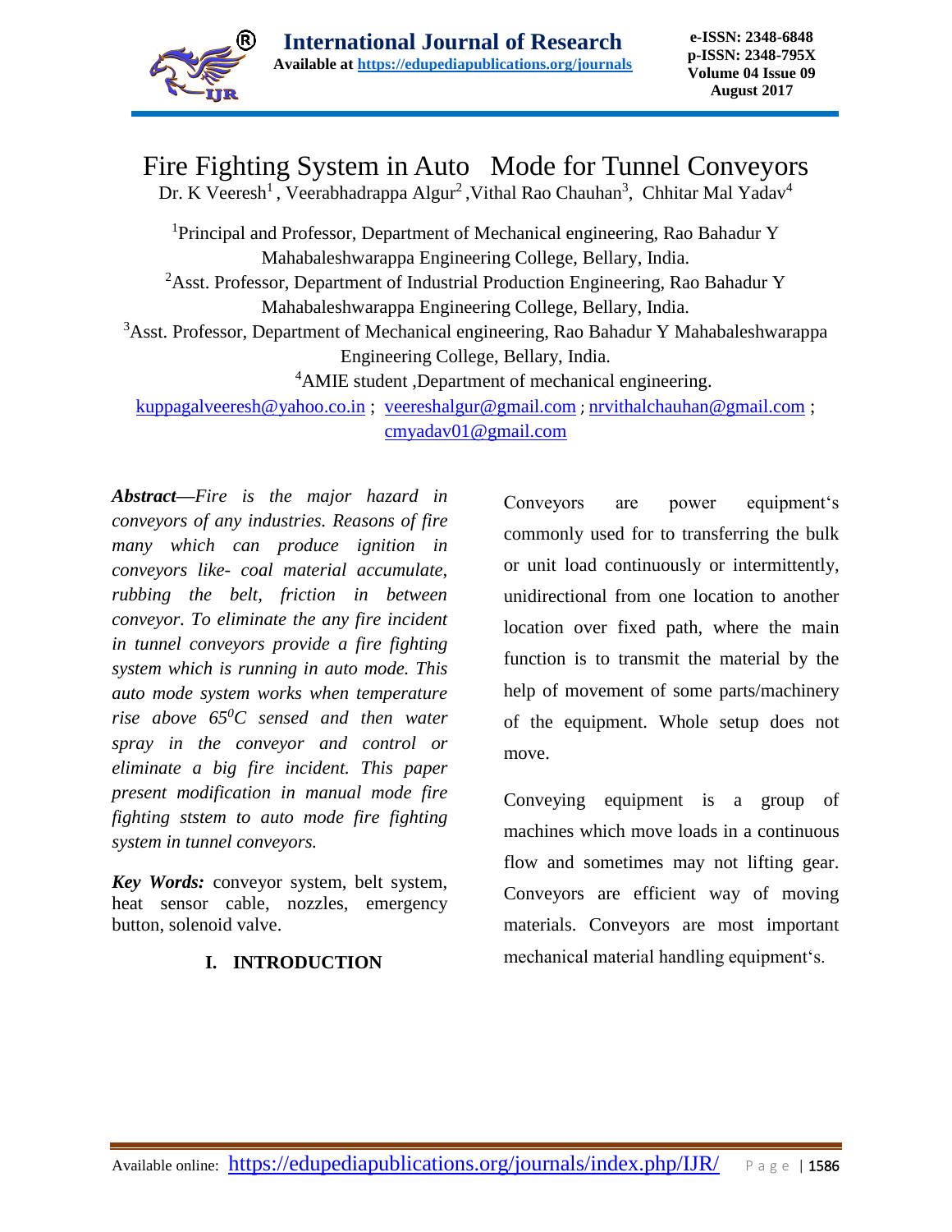# Fire Fighting System in Auto Mode for Tunnel Conveyors

Dr. K Veeresh[1], Veerabhadrappa Algur[2], Vithal Rao Chauhan[3], Chhitar Mal Yadav[4]

[1]Principal and Professor, Department of Mechanical engineering, Rao Bahadur Y Mahabaleshwarappa Engineering College, Bellary, India.

[2]Asst. Professor, Department of Industrial Production Engineering, Rao Bahadur Y Mahabaleshwarappa Engineering College, Bellary, India.

[3]Asst. Professor, Department of Mechanical engineering, Rao Bahadur Y Mahabaleshwarappa Engineering College, Bellary, India.

[4]AMIE student ,Department of mechanical engineering.

kuppagalveeresh@yahoo.co.in ; veereshalgur@gmail.com ; nrvithalchauhan@gmail.com ; cmyadav01@gmail.com

***Abstract—****Fire is the major hazard in conveyors of any industries. Reasons of fire many which can produce ignition in conveyors like- coal material accumulate, rubbing the belt, friction in between conveyor. To eliminate the any fire incident in tunnel conveyors provide a fire fighting system which is running in auto mode. This auto mode system works when temperature rise above 65$^0$C sensed and then water spray in the conveyor and control or eliminate a big fire incident. This paper present modification in manual mode fire fighting ststem to auto mode fire fighting system in tunnel conveyors.*

***Key Words:*** conveyor system, belt system, heat sensor cable, nozzles, emergency button, solenoid valve.

## I. INTRODUCTION

Conveyors are power equipment's commonly used for to transferring the bulk or unit load continuously or intermittently, unidirectional from one location to another location over fixed path, where the main function is to transmit the material by the help of movement of some parts/machinery of the equipment. Whole setup does not move.

Conveying equipment is a group of machines which move loads in a continuous flow and sometimes may not lifting gear. Conveyors are efficient way of moving materials. Conveyors are most important mechanical material handling equipment's.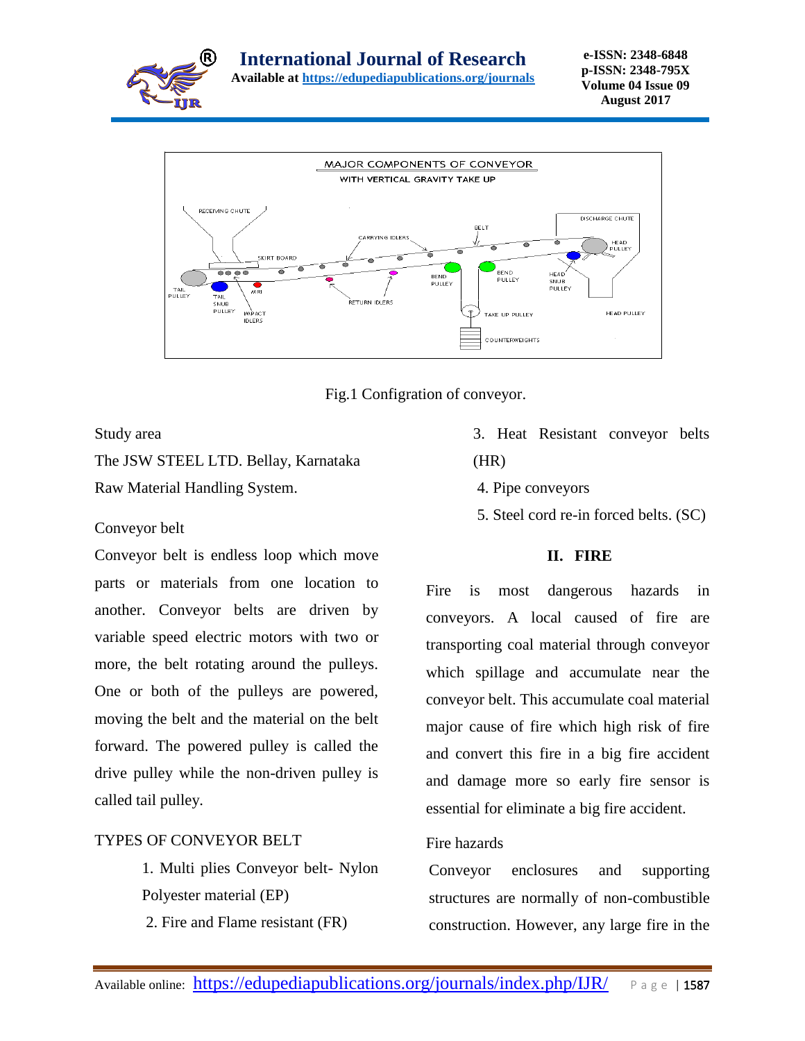Fig.1 Configration of conveyor.

Study area

The JSW STEEL LTD. Bellay, Karnataka

Raw Material Handling System.

Conveyor belt

Conveyor belt is endless loop which move parts or materials from one location to another. Conveyor belts are driven by variable speed electric motors with two or more, the belt rotating around the pulleys. One or both of the pulleys are powered, moving the belt and the material on the belt forward. The powered pulley is called the drive pulley while the non-driven pulley is called tail pulley.

TYPES OF CONVEYOR BELT

1. Multi plies Conveyor belt- Nylon Polyester material (EP)
2. Fire and Flame resistant (FR)
3. Heat Resistant conveyor belts (HR)
4. Pipe conveyors
5. Steel cord re-in forced belts. (SC)

## II. FIRE

Fire is most dangerous hazards in conveyors. A local caused of fire are transporting coal material through conveyor which spillage and accumulate near the conveyor belt. This accumulate coal material major cause of fire which high risk of fire and convert this fire in a big fire accident and damage more so early fire sensor is essential for eliminate a big fire accident.

Fire hazards

Conveyor enclosures and supporting structures are normally of non-combustible construction. However, any large fire in the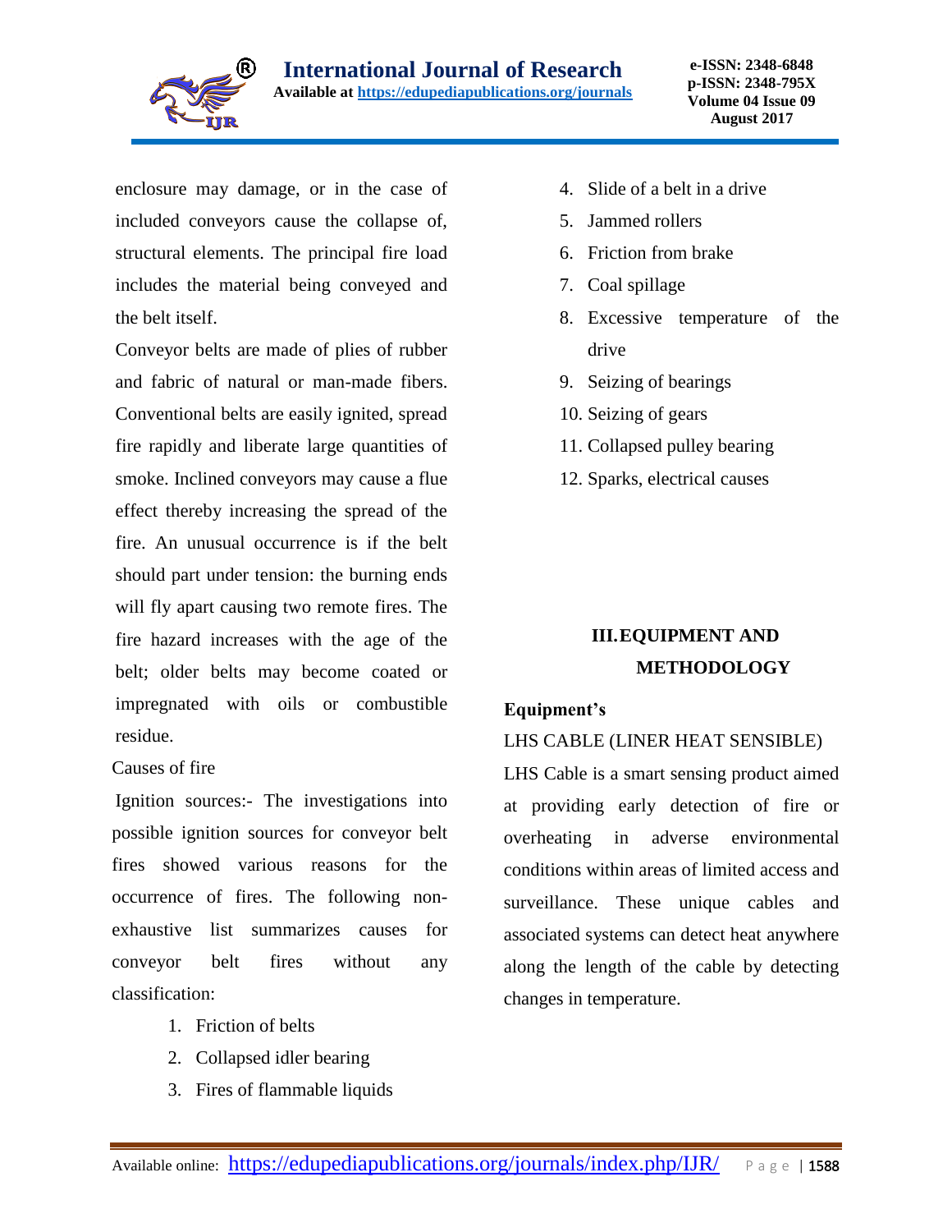enclosure may damage, or in the case of included conveyors cause the collapse of, structural elements. The principal fire load includes the material being conveyed and the belt itself.

Conveyor belts are made of plies of rubber and fabric of natural or man-made fibers. Conventional belts are easily ignited, spread fire rapidly and liberate large quantities of smoke. Inclined conveyors may cause a flue effect thereby increasing the spread of the fire. An unusual occurrence is if the belt should part under tension: the burning ends will fly apart causing two remote fires. The fire hazard increases with the age of the belt; older belts may become coated or impregnated with oils or combustible residue.

Causes of fire

Ignition sources:- The investigations into possible ignition sources for conveyor belt fires showed various reasons for the occurrence of fires. The following non-exhaustive list summarizes causes for conveyor belt fires without any classification:

1. Friction of belts
2. Collapsed idler bearing
3. Fires of flammable liquids
4. Slide of a belt in a drive
5. Jammed rollers
6. Friction from brake
7. Coal spillage
8. Excessive temperature of the drive
9. Seizing of bearings
10. Seizing of gears
11. Collapsed pulley bearing
12. Sparks, electrical causes

## III. EQUIPMENT AND METHODOLOGY

**Equipment's**

LHS CABLE (LINER HEAT SENSIBLE)

LHS Cable is a smart sensing product aimed at providing early detection of fire or overheating in adverse environmental conditions within areas of limited access and surveillance. These unique cables and associated systems can detect heat anywhere along the length of the cable by detecting changes in temperature.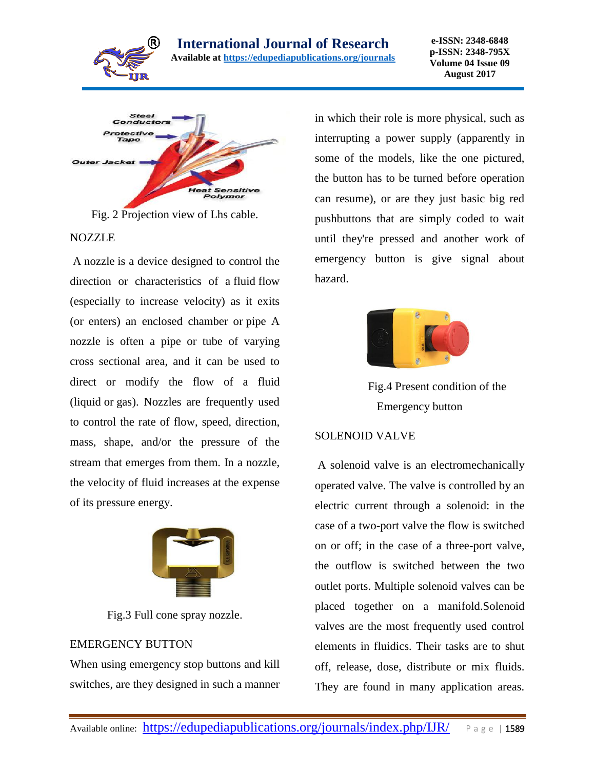Fig. 2 Projection view of Lhs cable.

## NOZZLE

A nozzle is a device designed to control the direction or characteristics of a fluid flow (especially to increase velocity) as it exits (or enters) an enclosed chamber or pipe A nozzle is often a pipe or tube of varying cross sectional area, and it can be used to direct or modify the flow of a fluid (liquid or gas). Nozzles are frequently used to control the rate of flow, speed, direction, mass, shape, and/or the pressure of the stream that emerges from them. In a nozzle, the velocity of fluid increases at the expense of its pressure energy.

Fig.3 Full cone spray nozzle.

## EMERGENCY BUTTON

When using emergency stop buttons and kill switches, are they designed in such a manner in which their role is more physical, such as interrupting a power supply (apparently in some of the models, like the one pictured, the button has to be turned before operation can resume), or are they just basic big red pushbuttons that are simply coded to wait until they're pressed and another work of emergency button is give signal about hazard.

Fig.4 Present condition of the Emergency button

## SOLENOID VALVE

A solenoid valve is an electromechanically operated valve. The valve is controlled by an electric current through a solenoid: in the case of a two-port valve the flow is switched on or off; in the case of a three-port valve, the outflow is switched between the two outlet ports. Multiple solenoid valves can be placed together on a manifold.Solenoid valves are the most frequently used control elements in fluidics. Their tasks are to shut off, release, dose, distribute or mix fluids. They are found in many application areas.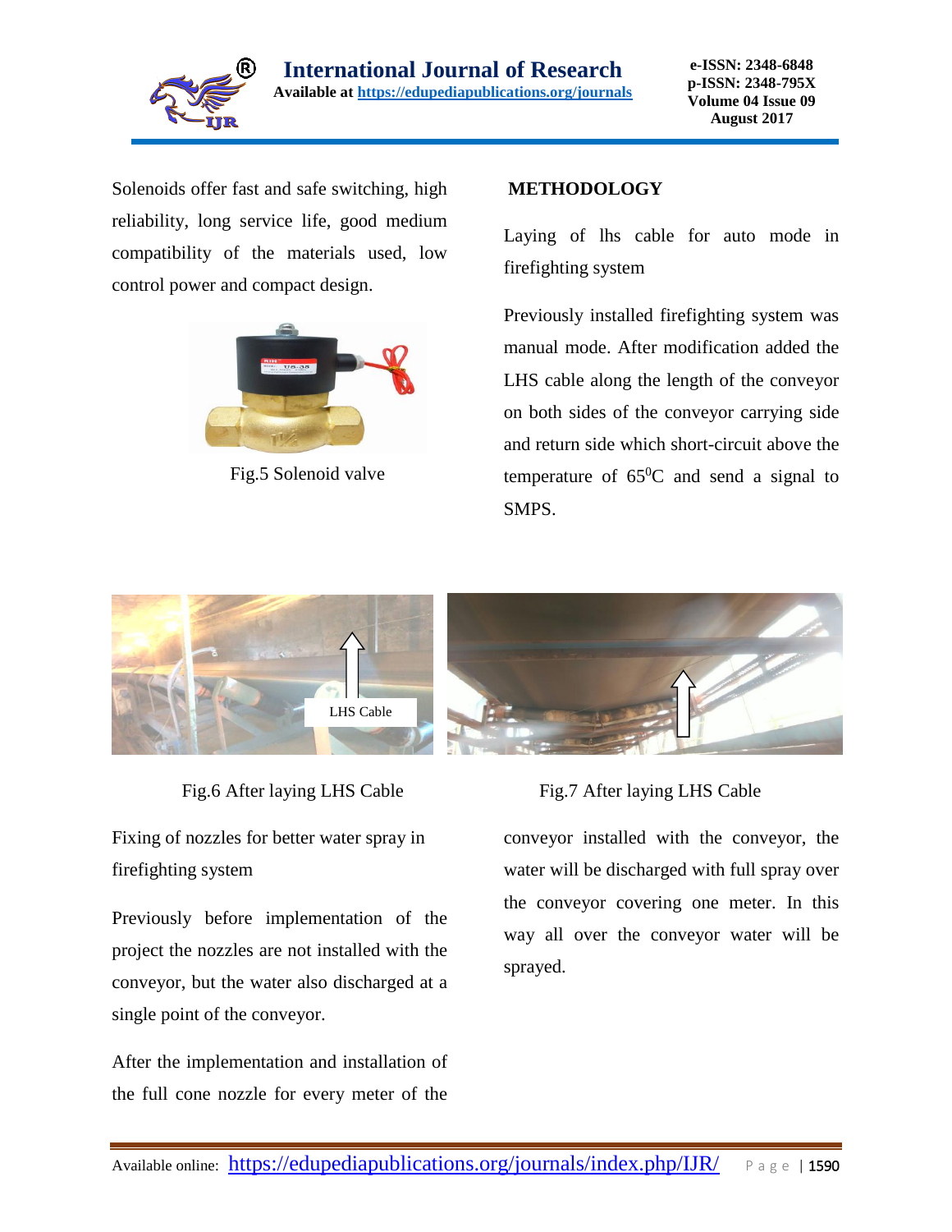Solenoids offer fast and safe switching, high reliability, long service life, good medium compatibility of the materials used, low control power and compact design.

Fig.5 Solenoid valve

## METHODOLOGY

Laying of lhs cable for auto mode in firefighting system

Previously installed firefighting system was manual mode. After modification added the LHS cable along the length of the conveyor on both sides of the conveyor carrying side and return side which short-circuit above the temperature of $65^0$C and send a signal to SMPS.

Fig.6 After laying LHS Cable

Fig.7 After laying LHS Cable

Fixing of nozzles for better water spray in firefighting system

Previously before implementation of the project the nozzles are not installed with the conveyor, but the water also discharged at a single point of the conveyor.

After the implementation and installation of the full cone nozzle for every meter of the conveyor installed with the conveyor, the water will be discharged with full spray over the conveyor covering one meter. In this way all over the conveyor water will be sprayed.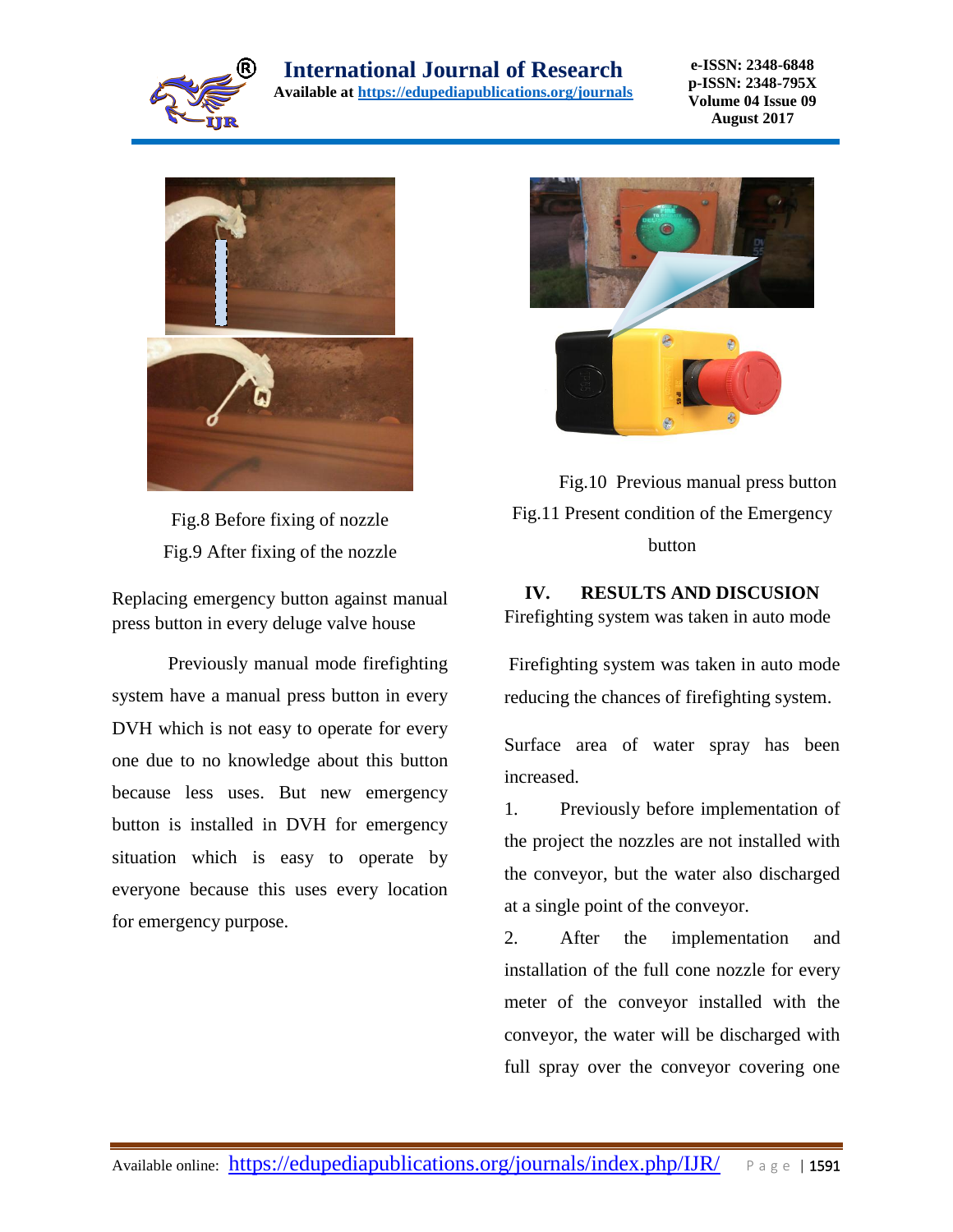Fig.8 Before fixing of nozzle

Fig.9 After fixing of the nozzle

Replacing emergency button against manual press button in every deluge valve house

Previously manual mode firefighting system have a manual press button in every DVH which is not easy to operate for every one due to no knowledge about this button because less uses. But new emergency button is installed in DVH for emergency situation which is easy to operate by everyone because this uses every location for emergency purpose.

Fig.10 Previous manual press button

Fig.11 Present condition of the Emergency button

## IV. RESULTS AND DISCUSION

Firefighting system was taken in auto mode

Firefighting system was taken in auto mode reducing the chances of firefighting system.

Surface area of water spray has been increased.

1. Previously before implementation of the project the nozzles are not installed with the conveyor, but the water also discharged at a single point of the conveyor.
2. After the implementation and installation of the full cone nozzle for every meter of the conveyor installed with the conveyor, the water will be discharged with full spray over the conveyor covering one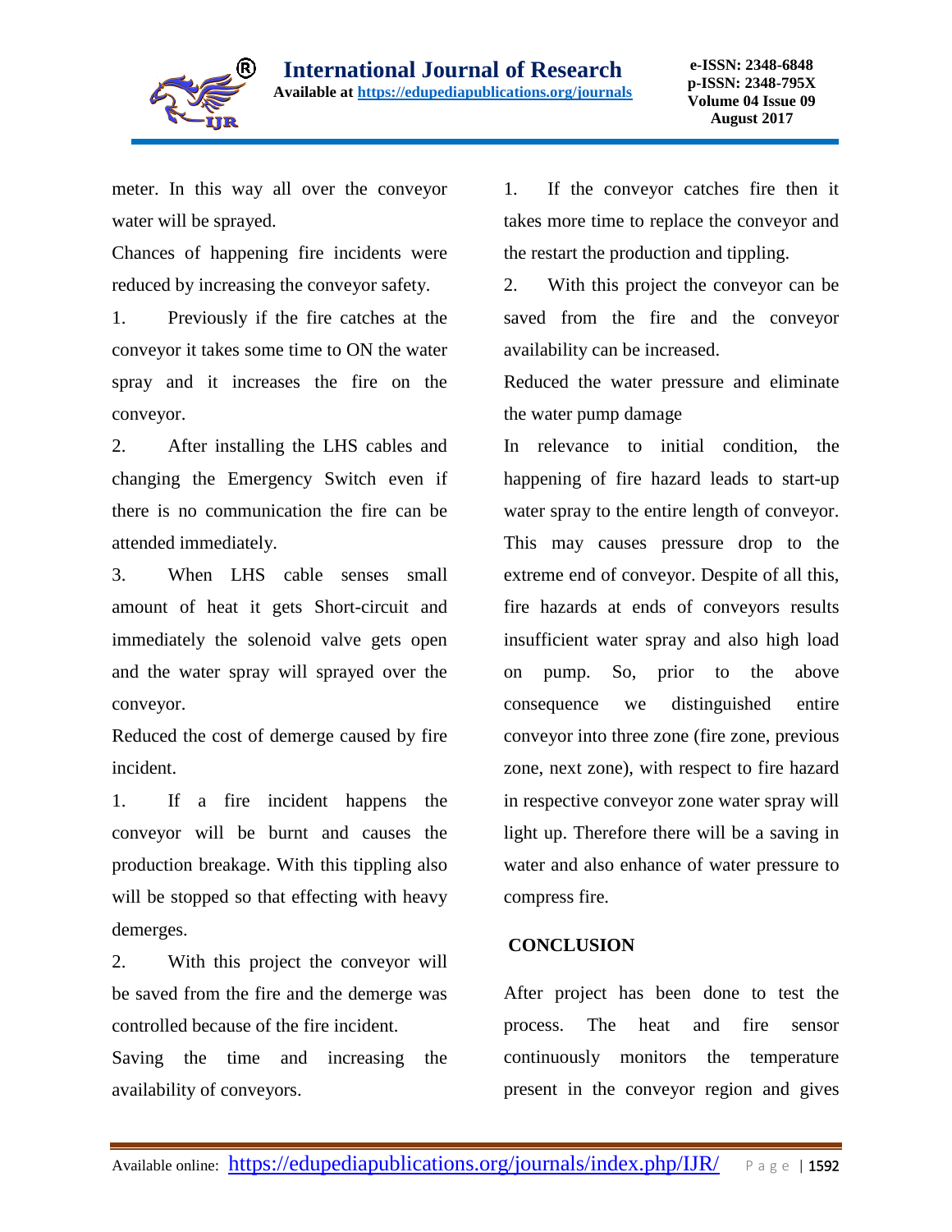meter. In this way all over the conveyor water will be sprayed.

Chances of happening fire incidents were reduced by increasing the conveyor safety.

1. Previously if the fire catches at the conveyor it takes some time to ON the water spray and it increases the fire on the conveyor.
2. After installing the LHS cables and changing the Emergency Switch even if there is no communication the fire can be attended immediately.
3. When LHS cable senses small amount of heat it gets Short-circuit and immediately the solenoid valve gets open and the water spray will sprayed over the conveyor.

Reduced the cost of demerge caused by fire incident.

1. If a fire incident happens the conveyor will be burnt and causes the production breakage. With this tippling also will be stopped so that effecting with heavy demerges.
2. With this project the conveyor will be saved from the fire and the demerge was controlled because of the fire incident.

Saving the time and increasing the availability of conveyors.

1. If the conveyor catches fire then it takes more time to replace the conveyor and the restart the production and tippling.
2. With this project the conveyor can be saved from the fire and the conveyor availability can be increased.

Reduced the water pressure and eliminate the water pump damage

In relevance to initial condition, the happening of fire hazard leads to start-up water spray to the entire length of conveyor. This may causes pressure drop to the extreme end of conveyor. Despite of all this, fire hazards at ends of conveyors results insufficient water spray and also high load on pump. So, prior to the above consequence we distinguished entire conveyor into three zone (fire zone, previous zone, next zone), with respect to fire hazard in respective conveyor zone water spray will light up. Therefore there will be a saving in water and also enhance of water pressure to compress fire.

## CONCLUSION

After project has been done to test the process. The heat and fire sensor continuously monitors the temperature present in the conveyor region and gives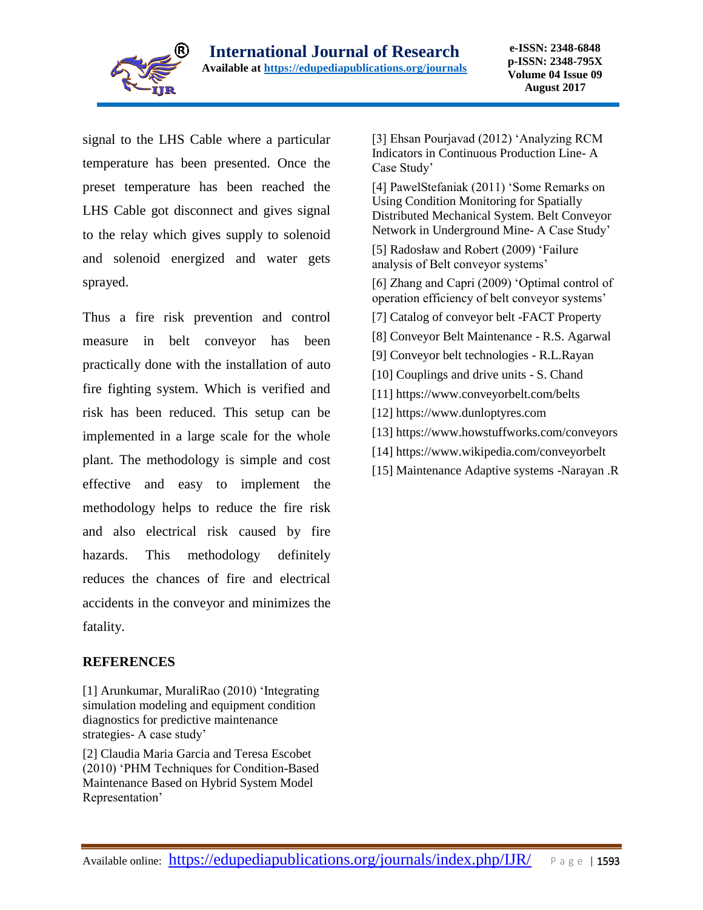signal to the LHS Cable where a particular temperature has been presented. Once the preset temperature has been reached the LHS Cable got disconnect and gives signal to the relay which gives supply to solenoid and solenoid energized and water gets sprayed.

Thus a fire risk prevention and control measure in belt conveyor has been practically done with the installation of auto fire fighting system. Which is verified and risk has been reduced. This setup can be implemented in a large scale for the whole plant. The methodology is simple and cost effective and easy to implement the methodology helps to reduce the fire risk and also electrical risk caused by fire hazards. This methodology definitely reduces the chances of fire and electrical accidents in the conveyor and minimizes the fatality.

## REFERENCES

[1] Arunkumar, MuraliRao (2010) 'Integrating simulation modeling and equipment condition diagnostics for predictive maintenance strategies- A case study'

[2] Claudia Maria Garcia and Teresa Escobet (2010) 'PHM Techniques for Condition-Based Maintenance Based on Hybrid System Model Representation'

[3] Ehsan Pourjavad (2012) 'Analyzing RCM Indicators in Continuous Production Line- A Case Study'

[4] PawelStefaniak (2011) 'Some Remarks on Using Condition Monitoring for Spatially Distributed Mechanical System. Belt Conveyor Network in Underground Mine- A Case Study'

[5] Radosław and Robert (2009) 'Failure analysis of Belt conveyor systems'

[6] Zhang and Capri (2009) 'Optimal control of operation efficiency of belt conveyor systems'

[7] Catalog of conveyor belt -FACT Property

[8] Conveyor Belt Maintenance - R.S. Agarwal

[9] Conveyor belt technologies - R.L.Rayan

[10] Couplings and drive units - S. Chand

[11] https://www.conveyorbelt.com/belts

[12] https://www.dunloptyres.com

[13] https://www.howstuffworks.com/conveyors

[14] https://www.wikipedia.com/conveyorbelt

[15] Maintenance Adaptive systems -Narayan .R